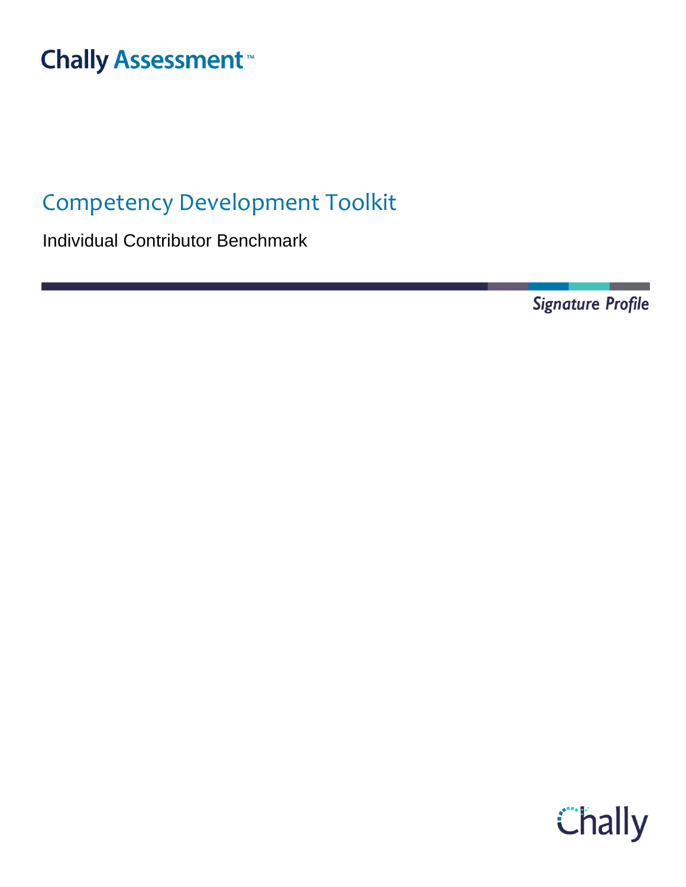Chally Assessment™

# Competency Development Toolkit

Individual Contributor Benchmark

*Signature Profile*

Chally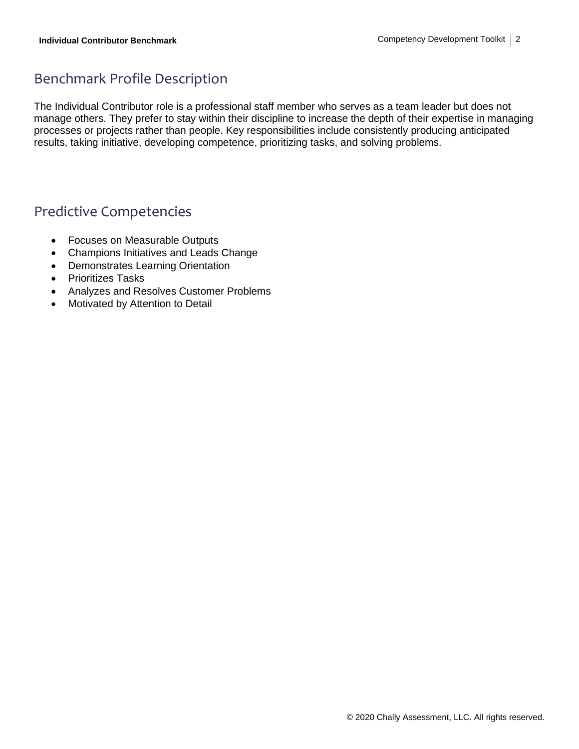## Benchmark Profile Description

The Individual Contributor role is a professional staff member who serves as a team leader but does not manage others. They prefer to stay within their discipline to increase the depth of their expertise in managing processes or projects rather than people. Key responsibilities include consistently producing anticipated results, taking initiative, developing competence, prioritizing tasks, and solving problems.

## Predictive Competencies

- Focuses on Measurable Outputs
- Champions Initiatives and Leads Change
- Demonstrates Learning Orientation
- Prioritizes Tasks
- Analyzes and Resolves Customer Problems
- Motivated by Attention to Detail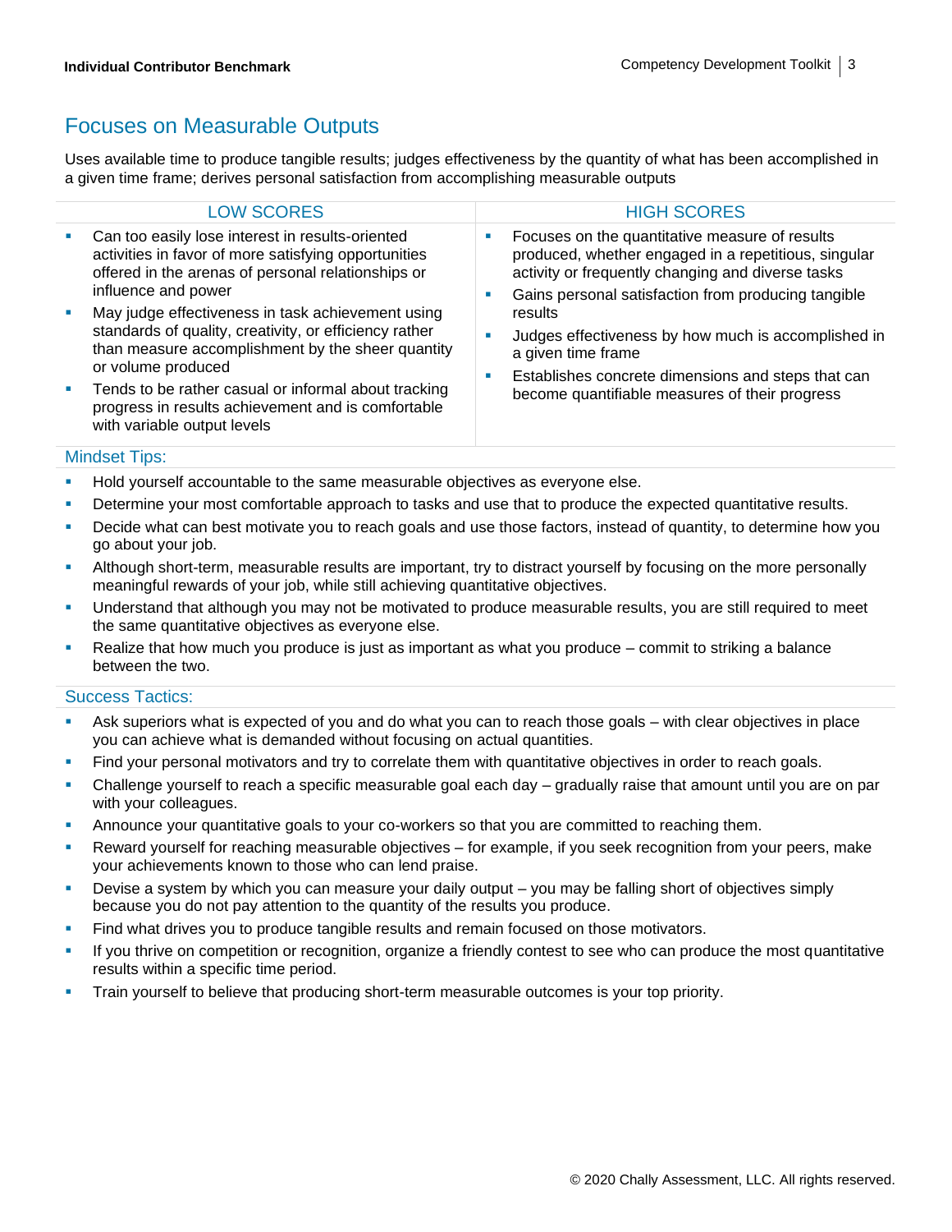## Focuses on Measurable Outputs

Uses available time to produce tangible results; judges effectiveness by the quantity of what has been accomplished in a given time frame; derives personal satisfaction from accomplishing measurable outputs

| LOW SCORES | HIGH SCORES |
|---|---|
| • Can too easily lose interest in results-oriented activities in favor of more satisfying opportunities offered in the arenas of personal relationships or influence and power<br>• May judge effectiveness in task achievement using standards of quality, creativity, or efficiency rather than measure accomplishment by the sheer quantity or volume produced<br>• Tends to be rather casual or informal about tracking progress in results achievement and is comfortable with variable output levels | • Focuses on the quantitative measure of results produced, whether engaged in a repetitious, singular activity or frequently changing and diverse tasks<br>• Gains personal satisfaction from producing tangible results<br>• Judges effectiveness by how much is accomplished in a given time frame<br>• Establishes concrete dimensions and steps that can become quantifiable measures of their progress |

### Mindset Tips:

- Hold yourself accountable to the same measurable objectives as everyone else.
- Determine your most comfortable approach to tasks and use that to produce the expected quantitative results.
- Decide what can best motivate you to reach goals and use those factors, instead of quantity, to determine how you go about your job.
- Although short-term, measurable results are important, try to distract yourself by focusing on the more personally meaningful rewards of your job, while still achieving quantitative objectives.
- Understand that although you may not be motivated to produce measurable results, you are still required to meet the same quantitative objectives as everyone else.
- Realize that how much you produce is just as important as what you produce – commit to striking a balance between the two.

### Success Tactics:

- Ask superiors what is expected of you and do what you can to reach those goals – with clear objectives in place you can achieve what is demanded without focusing on actual quantities.
- Find your personal motivators and try to correlate them with quantitative objectives in order to reach goals.
- Challenge yourself to reach a specific measurable goal each day – gradually raise that amount until you are on par with your colleagues.
- Announce your quantitative goals to your co-workers so that you are committed to reaching them.
- Reward yourself for reaching measurable objectives – for example, if you seek recognition from your peers, make your achievements known to those who can lend praise.
- Devise a system by which you can measure your daily output – you may be falling short of objectives simply because you do not pay attention to the quantity of the results you produce.
- Find what drives you to produce tangible results and remain focused on those motivators.
- If you thrive on competition or recognition, organize a friendly contest to see who can produce the most quantitative results within a specific time period.
- Train yourself to believe that producing short-term measurable outcomes is your top priority.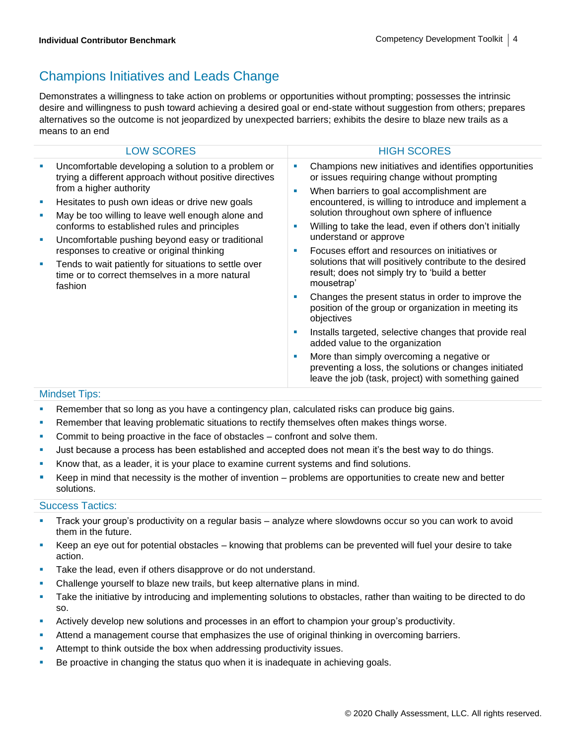## Champions Initiatives and Leads Change

Demonstrates a willingness to take action on problems or opportunities without prompting; possesses the intrinsic desire and willingness to push toward achieving a desired goal or end-state without suggestion from others; prepares alternatives so the outcome is not jeopardized by unexpected barriers; exhibits the desire to blaze new trails as a means to an end

| LOW SCORES | HIGH SCORES |
|---|---|
| ▪ Uncomfortable developing a solution to a problem or trying a different approach without positive directives from a higher authority<br>▪ Hesitates to push own ideas or drive new goals<br>▪ May be too willing to leave well enough alone and conforms to established rules and principles<br>▪ Uncomfortable pushing beyond easy or traditional responses to creative or original thinking<br>▪ Tends to wait patiently for situations to settle over time or to correct themselves in a more natural fashion | ▪ Champions new initiatives and identifies opportunities or issues requiring change without prompting<br>▪ When barriers to goal accomplishment are encountered, is willing to introduce and implement a solution throughout own sphere of influence<br>▪ Willing to take the lead, even if others don't initially understand or approve<br>▪ Focuses effort and resources on initiatives or solutions that will positively contribute to the desired result; does not simply try to 'build a better mousetrap'<br>▪ Changes the present status in order to improve the position of the group or organization in meeting its objectives<br>▪ Installs targeted, selective changes that provide real added value to the organization<br>▪ More than simply overcoming a negative or preventing a loss, the solutions or changes initiated leave the job (task, project) with something gained |

### Mindset Tips:

- Remember that so long as you have a contingency plan, calculated risks can produce big gains.
- Remember that leaving problematic situations to rectify themselves often makes things worse.
- Commit to being proactive in the face of obstacles – confront and solve them.
- Just because a process has been established and accepted does not mean it's the best way to do things.
- Know that, as a leader, it is your place to examine current systems and find solutions.
- Keep in mind that necessity is the mother of invention – problems are opportunities to create new and better solutions.

### Success Tactics:

- Track your group's productivity on a regular basis – analyze where slowdowns occur so you can work to avoid them in the future.
- Keep an eye out for potential obstacles – knowing that problems can be prevented will fuel your desire to take action.
- Take the lead, even if others disapprove or do not understand.
- Challenge yourself to blaze new trails, but keep alternative plans in mind.
- Take the initiative by introducing and implementing solutions to obstacles, rather than waiting to be directed to do so.
- Actively develop new solutions and processes in an effort to champion your group's productivity.
- Attend a management course that emphasizes the use of original thinking in overcoming barriers.
- Attempt to think outside the box when addressing productivity issues.
- Be proactive in changing the status quo when it is inadequate in achieving goals.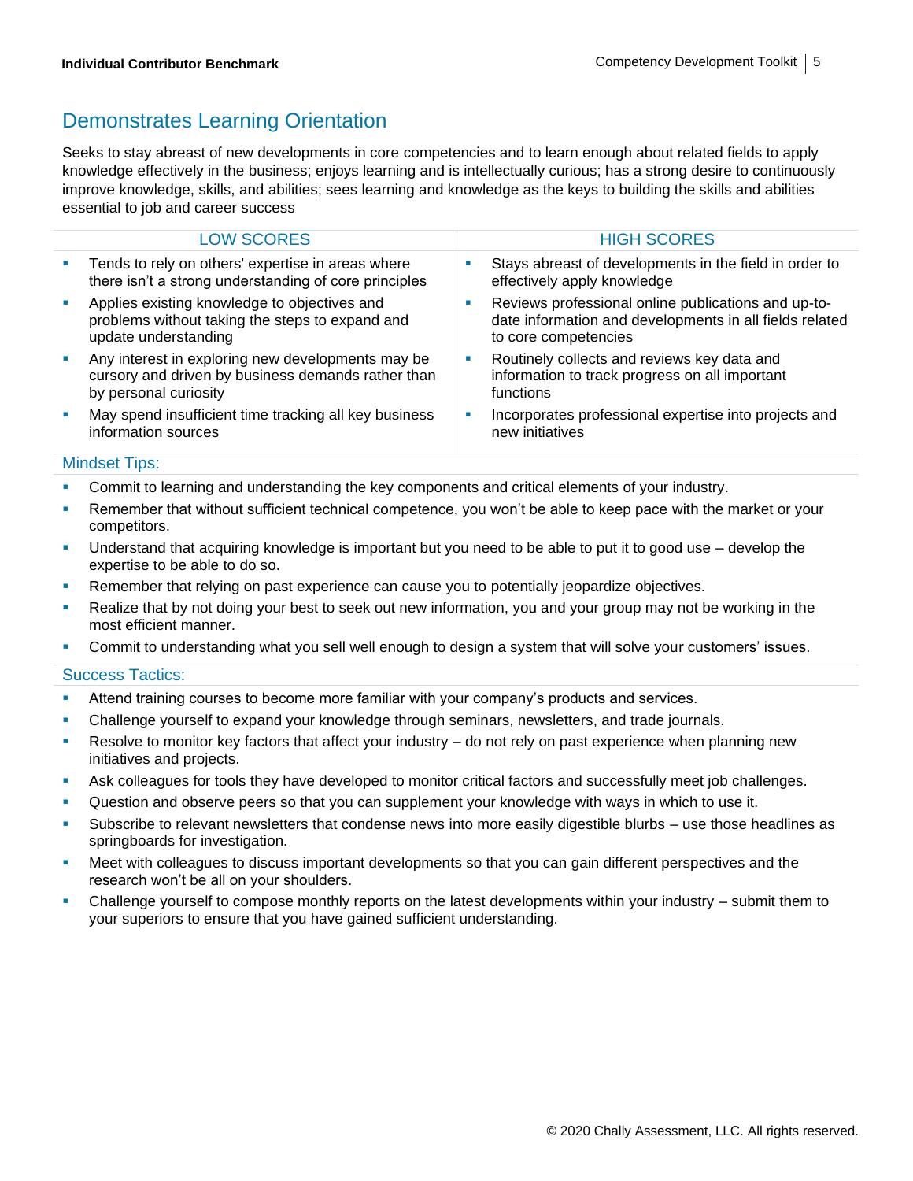## Demonstrates Learning Orientation

Seeks to stay abreast of new developments in core competencies and to learn enough about related fields to apply knowledge effectively in the business; enjoys learning and is intellectually curious; has a strong desire to continuously improve knowledge, skills, and abilities; sees learning and knowledge as the keys to building the skills and abilities essential to job and career success

| LOW SCORES | HIGH SCORES |
|---|---|
| ▪ Tends to rely on others' expertise in areas where there isn't a strong understanding of core principles | ▪ Stays abreast of developments in the field in order to effectively apply knowledge |
| ▪ Applies existing knowledge to objectives and problems without taking the steps to expand and update understanding | ▪ Reviews professional online publications and up-to-date information and developments in all fields related to core competencies |
| ▪ Any interest in exploring new developments may be cursory and driven by business demands rather than by personal curiosity | ▪ Routinely collects and reviews key data and information to track progress on all important functions |
| ▪ May spend insufficient time tracking all key business information sources | ▪ Incorporates professional expertise into projects and new initiatives |

### Mindset Tips:

- Commit to learning and understanding the key components and critical elements of your industry.
- Remember that without sufficient technical competence, you won't be able to keep pace with the market or your competitors.
- Understand that acquiring knowledge is important but you need to be able to put it to good use – develop the expertise to be able to do so.
- Remember that relying on past experience can cause you to potentially jeopardize objectives.
- Realize that by not doing your best to seek out new information, you and your group may not be working in the most efficient manner.
- Commit to understanding what you sell well enough to design a system that will solve your customers' issues.

### Success Tactics:

- Attend training courses to become more familiar with your company's products and services.
- Challenge yourself to expand your knowledge through seminars, newsletters, and trade journals.
- Resolve to monitor key factors that affect your industry – do not rely on past experience when planning new initiatives and projects.
- Ask colleagues for tools they have developed to monitor critical factors and successfully meet job challenges.
- Question and observe peers so that you can supplement your knowledge with ways in which to use it.
- Subscribe to relevant newsletters that condense news into more easily digestible blurbs – use those headlines as springboards for investigation.
- Meet with colleagues to discuss important developments so that you can gain different perspectives and the research won't be all on your shoulders.
- Challenge yourself to compose monthly reports on the latest developments within your industry – submit them to your superiors to ensure that you have gained sufficient understanding.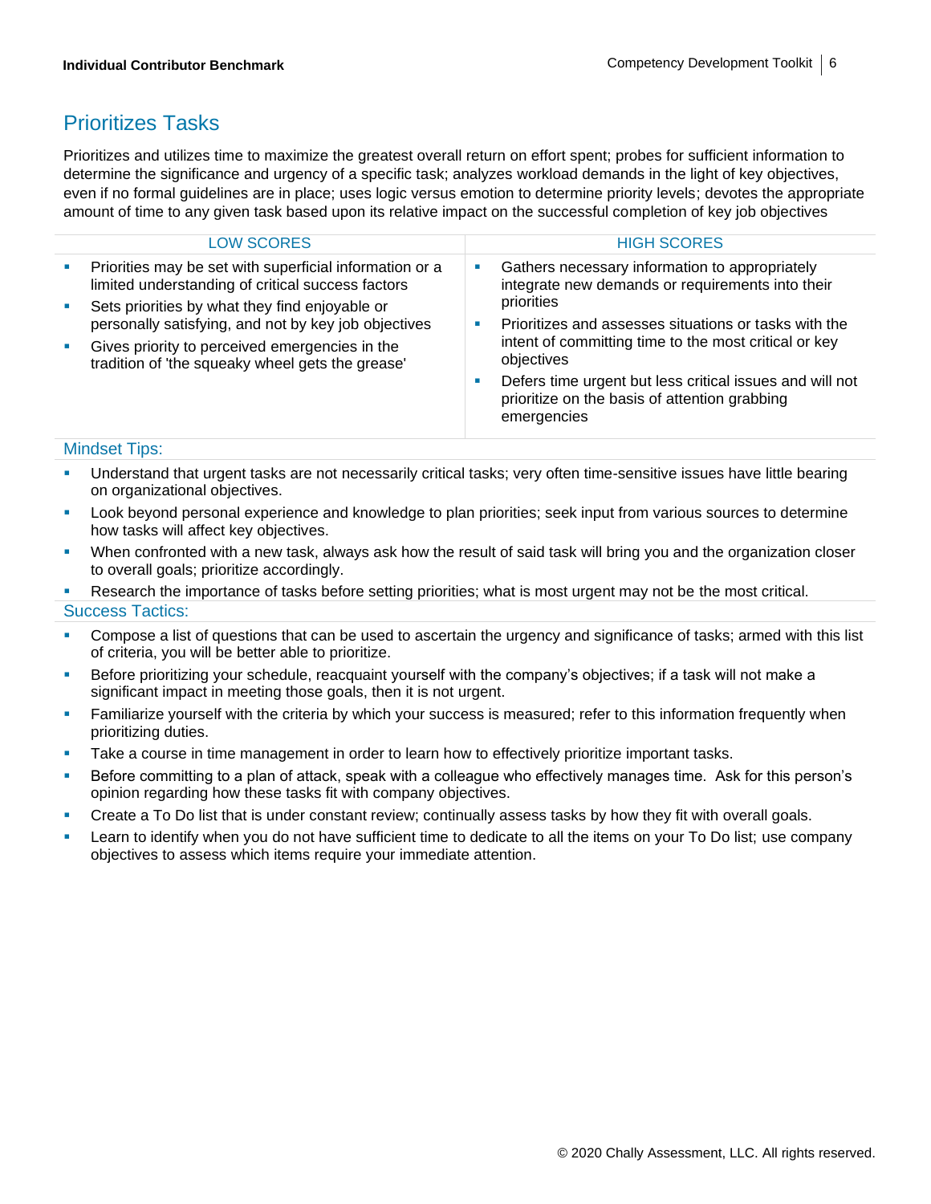## Prioritizes Tasks

Prioritizes and utilizes time to maximize the greatest overall return on effort spent; probes for sufficient information to determine the significance and urgency of a specific task; analyzes workload demands in the light of key objectives, even if no formal guidelines are in place; uses logic versus emotion to determine priority levels; devotes the appropriate amount of time to any given task based upon its relative impact on the successful completion of key job objectives

| LOW SCORES | HIGH SCORES |
| --- | --- |
| ▪ Priorities may be set with superficial information or a limited understanding of critical success factors<br>▪ Sets priorities by what they find enjoyable or personally satisfying, and not by key job objectives<br>▪ Gives priority to perceived emergencies in the tradition of 'the squeaky wheel gets the grease' | ▪ Gathers necessary information to appropriately integrate new demands or requirements into their priorities<br>▪ Prioritizes and assesses situations or tasks with the intent of committing time to the most critical or key objectives<br>▪ Defers time urgent but less critical issues and will not prioritize on the basis of attention grabbing emergencies |

### Mindset Tips:

- Understand that urgent tasks are not necessarily critical tasks; very often time-sensitive issues have little bearing on organizational objectives.
- Look beyond personal experience and knowledge to plan priorities; seek input from various sources to determine how tasks will affect key objectives.
- When confronted with a new task, always ask how the result of said task will bring you and the organization closer to overall goals; prioritize accordingly.
- Research the importance of tasks before setting priorities; what is most urgent may not be the most critical.

### Success Tactics:

- Compose a list of questions that can be used to ascertain the urgency and significance of tasks; armed with this list of criteria, you will be better able to prioritize.
- Before prioritizing your schedule, reacquaint yourself with the company's objectives; if a task will not make a significant impact in meeting those goals, then it is not urgent.
- Familiarize yourself with the criteria by which your success is measured; refer to this information frequently when prioritizing duties.
- Take a course in time management in order to learn how to effectively prioritize important tasks.
- Before committing to a plan of attack, speak with a colleague who effectively manages time. Ask for this person's opinion regarding how these tasks fit with company objectives.
- Create a To Do list that is under constant review; continually assess tasks by how they fit with overall goals.
- Learn to identify when you do not have sufficient time to dedicate to all the items on your To Do list; use company objectives to assess which items require your immediate attention.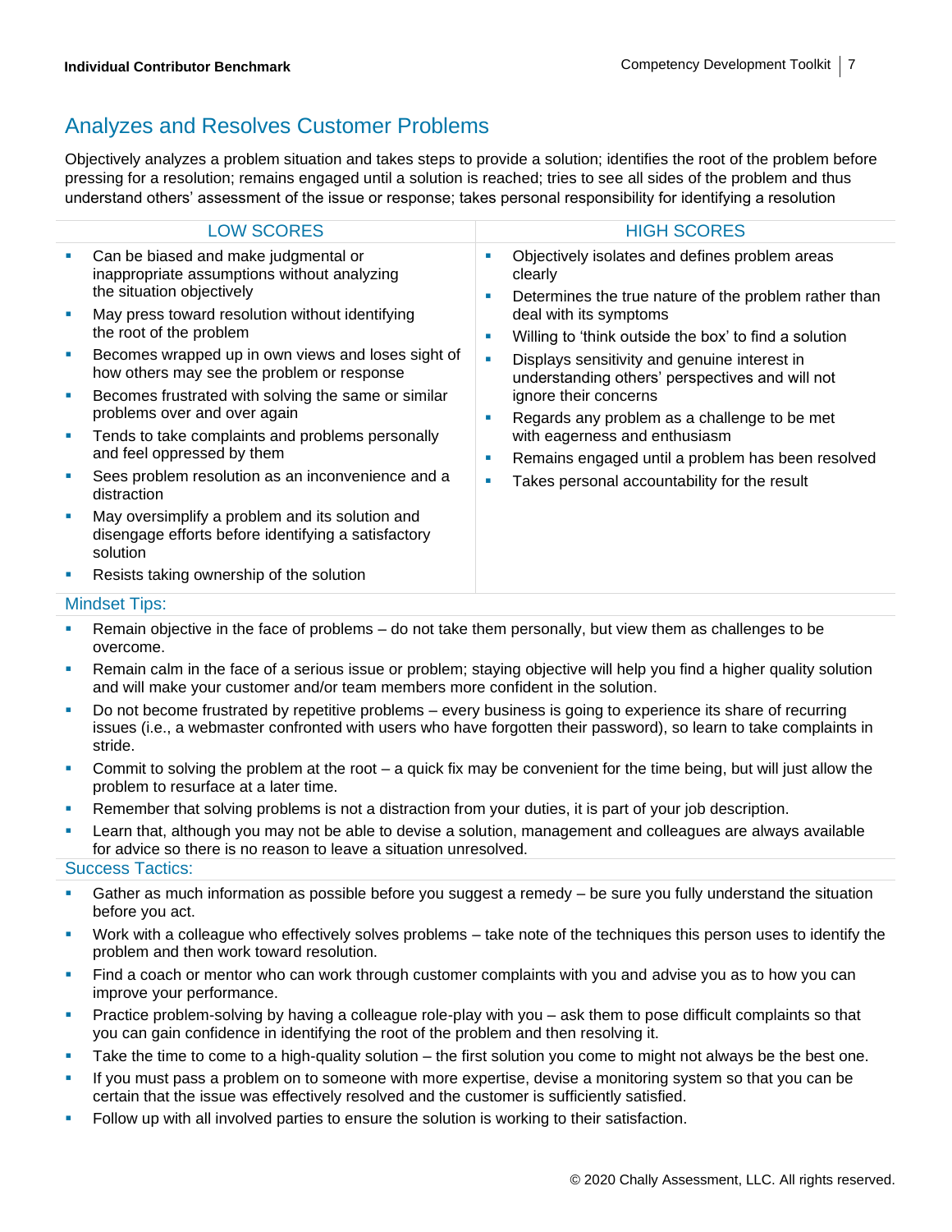## Analyzes and Resolves Customer Problems

Objectively analyzes a problem situation and takes steps to provide a solution; identifies the root of the problem before pressing for a resolution; remains engaged until a solution is reached; tries to see all sides of the problem and thus understand others' assessment of the issue or response; takes personal responsibility for identifying a resolution

| LOW SCORES | HIGH SCORES |
|---|---|
| ▪ Can be biased and make judgmental or inappropriate assumptions without analyzing the situation objectively<br>▪ May press toward resolution without identifying the root of the problem<br>▪ Becomes wrapped up in own views and loses sight of how others may see the problem or response<br>▪ Becomes frustrated with solving the same or similar problems over and over again<br>▪ Tends to take complaints and problems personally and feel oppressed by them<br>▪ Sees problem resolution as an inconvenience and a distraction<br>▪ May oversimplify a problem and its solution and disengage efforts before identifying a satisfactory solution<br>▪ Resists taking ownership of the solution | ▪ Objectively isolates and defines problem areas clearly<br>▪ Determines the true nature of the problem rather than deal with its symptoms<br>▪ Willing to 'think outside the box' to find a solution<br>▪ Displays sensitivity and genuine interest in understanding others' perspectives and will not ignore their concerns<br>▪ Regards any problem as a challenge to be met with eagerness and enthusiasm<br>▪ Remains engaged until a problem has been resolved<br>▪ Takes personal accountability for the result |

### Mindset Tips:

- Remain objective in the face of problems – do not take them personally, but view them as challenges to be overcome.
- Remain calm in the face of a serious issue or problem; staying objective will help you find a higher quality solution and will make your customer and/or team members more confident in the solution.
- Do not become frustrated by repetitive problems – every business is going to experience its share of recurring issues (i.e., a webmaster confronted with users who have forgotten their password), so learn to take complaints in stride.
- Commit to solving the problem at the root – a quick fix may be convenient for the time being, but will just allow the problem to resurface at a later time.
- Remember that solving problems is not a distraction from your duties, it is part of your job description.
- Learn that, although you may not be able to devise a solution, management and colleagues are always available for advice so there is no reason to leave a situation unresolved.

### Success Tactics:

- Gather as much information as possible before you suggest a remedy – be sure you fully understand the situation before you act.
- Work with a colleague who effectively solves problems – take note of the techniques this person uses to identify the problem and then work toward resolution.
- Find a coach or mentor who can work through customer complaints with you and advise you as to how you can improve your performance.
- Practice problem-solving by having a colleague role-play with you – ask them to pose difficult complaints so that you can gain confidence in identifying the root of the problem and then resolving it.
- Take the time to come to a high-quality solution – the first solution you come to might not always be the best one.
- If you must pass a problem on to someone with more expertise, devise a monitoring system so that you can be certain that the issue was effectively resolved and the customer is sufficiently satisfied.
- Follow up with all involved parties to ensure the solution is working to their satisfaction.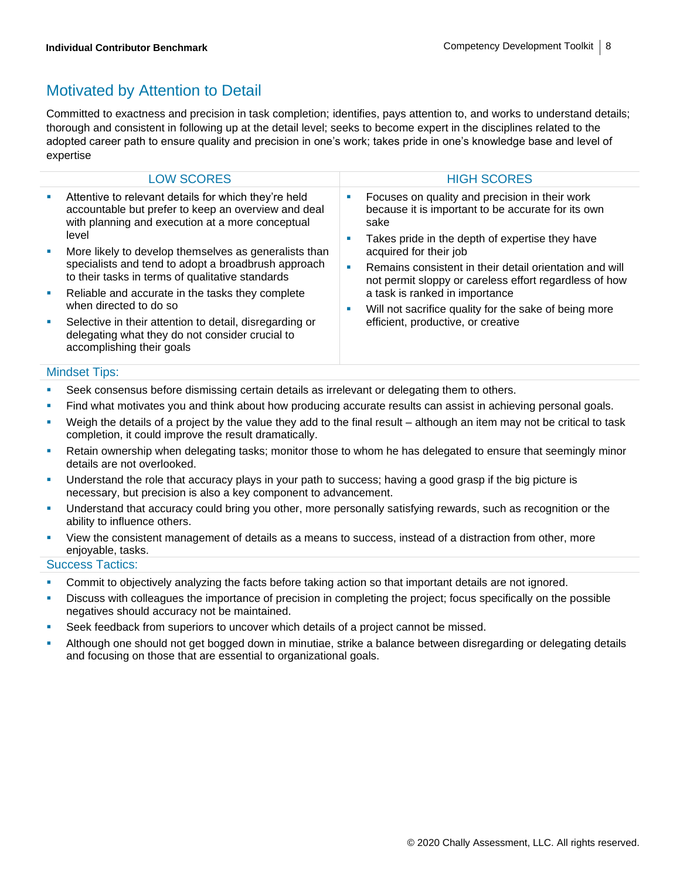## Motivated by Attention to Detail

Committed to exactness and precision in task completion; identifies, pays attention to, and works to understand details; thorough and consistent in following up at the detail level; seeks to become expert in the disciplines related to the adopted career path to ensure quality and precision in one's work; takes pride in one's knowledge base and level of expertise

| LOW SCORES | HIGH SCORES |
|---|---|
| ▪ Attentive to relevant details for which they're held accountable but prefer to keep an overview and deal with planning and execution at a more conceptual level<br>▪ More likely to develop themselves as generalists than specialists and tend to adopt a broadbrush approach to their tasks in terms of qualitative standards<br>▪ Reliable and accurate in the tasks they complete when directed to do so<br>▪ Selective in their attention to detail, disregarding or delegating what they do not consider crucial to accomplishing their goals | ▪ Focuses on quality and precision in their work because it is important to be accurate for its own sake<br>▪ Takes pride in the depth of expertise they have acquired for their job<br>▪ Remains consistent in their detail orientation and will not permit sloppy or careless effort regardless of how a task is ranked in importance<br>▪ Will not sacrifice quality for the sake of being more efficient, productive, or creative |

### Mindset Tips:

- Seek consensus before dismissing certain details as irrelevant or delegating them to others.
- Find what motivates you and think about how producing accurate results can assist in achieving personal goals.
- Weigh the details of a project by the value they add to the final result – although an item may not be critical to task completion, it could improve the result dramatically.
- Retain ownership when delegating tasks; monitor those to whom he has delegated to ensure that seemingly minor details are not overlooked.
- Understand the role that accuracy plays in your path to success; having a good grasp if the big picture is necessary, but precision is also a key component to advancement.
- Understand that accuracy could bring you other, more personally satisfying rewards, such as recognition or the ability to influence others.
- View the consistent management of details as a means to success, instead of a distraction from other, more enjoyable, tasks.

### Success Tactics:

- Commit to objectively analyzing the facts before taking action so that important details are not ignored.
- Discuss with colleagues the importance of precision in completing the project; focus specifically on the possible negatives should accuracy not be maintained.
- Seek feedback from superiors to uncover which details of a project cannot be missed.
- Although one should not get bogged down in minutiae, strike a balance between disregarding or delegating details and focusing on those that are essential to organizational goals.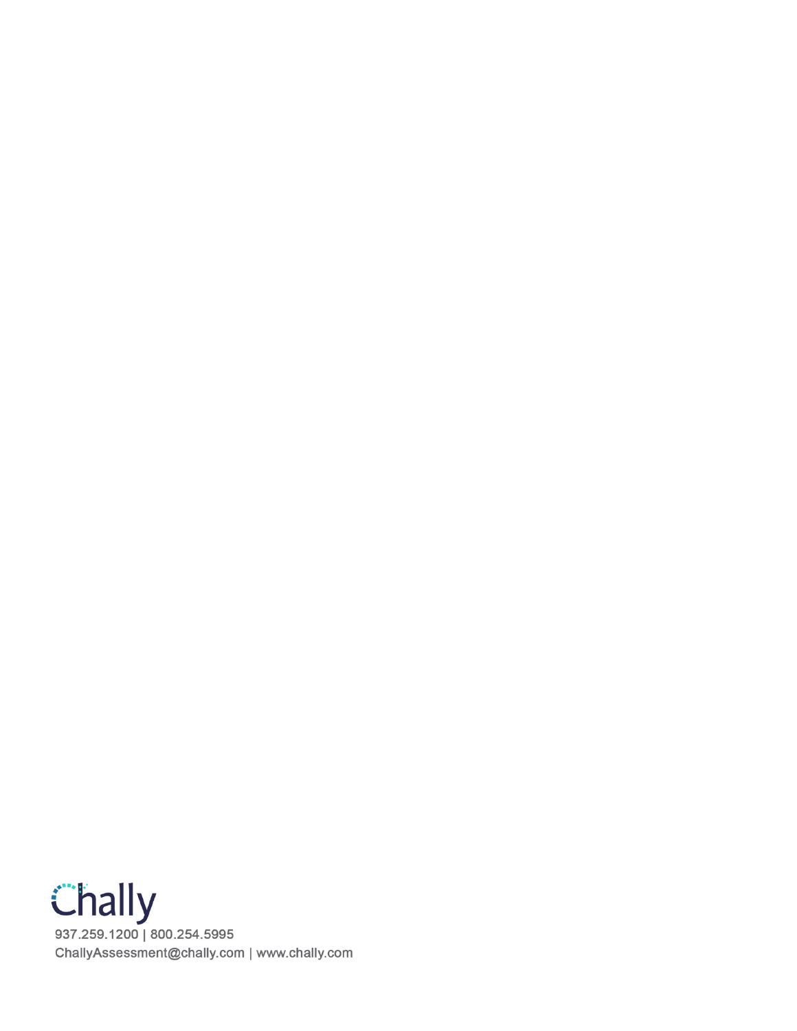Chally

937.259.1200 | 800.254.5995

ChallyAssessment@chally.com | www.chally.com